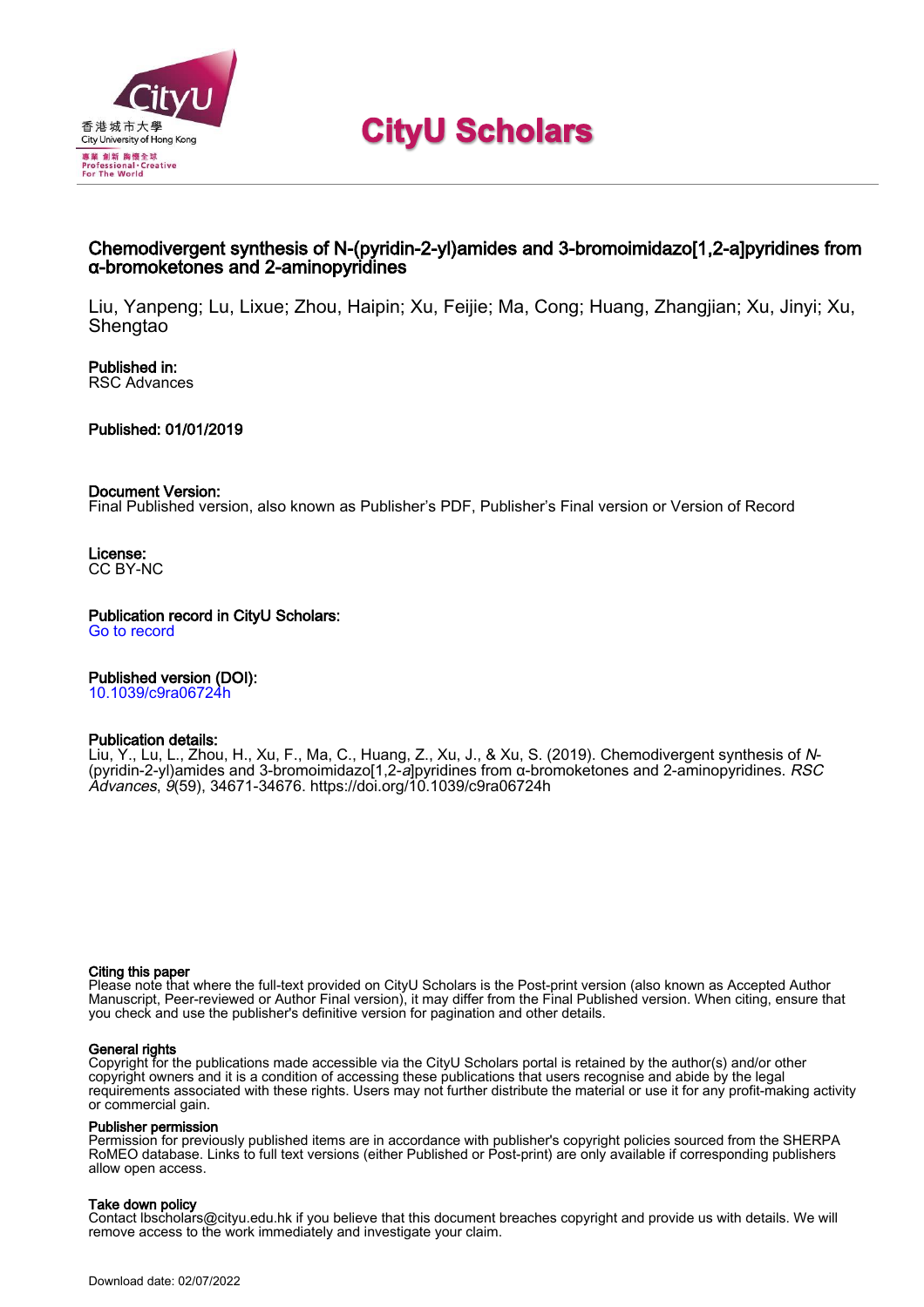# CityU Scholars

## Chemodivergent synthesis of N-(pyridin-2-yl)amides and 3-bromoimidazo[1,2-a]pyridines from α-bromoketones and 2-aminopyridines

Liu, Yanpeng; Lu, Lixue; Zhou, Haipin; Xu, Feijie; Ma, Cong; Huang, Zhangjian; Xu, Jinyi; Xu, Shengtao

**Published in:**
RSC Advances

**Published: 01/01/2019**

**Document Version:**
Final Published version, also known as Publisher's PDF, Publisher's Final version or Version of Record

**License:**
CC BY-NC

**Publication record in CityU Scholars:**
Go to record

**Published version (DOI):**
10.1039/c9ra06724h

**Publication details:**
Liu, Y., Lu, L., Zhou, H., Xu, F., Ma, C., Huang, Z., Xu, J., & Xu, S. (2019). Chemodivergent synthesis of *N*-(pyridin-2-yl)amides and 3-bromoimidazo[1,2-*a*]pyridines from α-bromoketones and 2-aminopyridines. *RSC Advances*, *9*(59), 34671-34676. https://doi.org/10.1039/c9ra06724h

**Citing this paper**
Please note that where the full-text provided on CityU Scholars is the Post-print version (also known as Accepted Author Manuscript, Peer-reviewed or Author Final version), it may differ from the Final Published version. When citing, ensure that you check and use the publisher's definitive version for pagination and other details.

**General rights**
Copyright for the publications made accessible via the CityU Scholars portal is retained by the author(s) and/or other copyright owners and it is a condition of accessing these publications that users recognise and abide by the legal requirements associated with these rights. Users may not further distribute the material or use it for any profit-making activity or commercial gain.

**Publisher permission**
Permission for previously published items are in accordance with publisher's copyright policies sourced from the SHERPA RoMEO database. Links to full text versions (either Published or Post-print) are only available if corresponding publishers allow open access.

**Take down policy**
Contact lbscholars@cityu.edu.hk if you believe that this document breaches copyright and provide us with details. We will remove access to the work immediately and investigate your claim.

Download date: 02/07/2022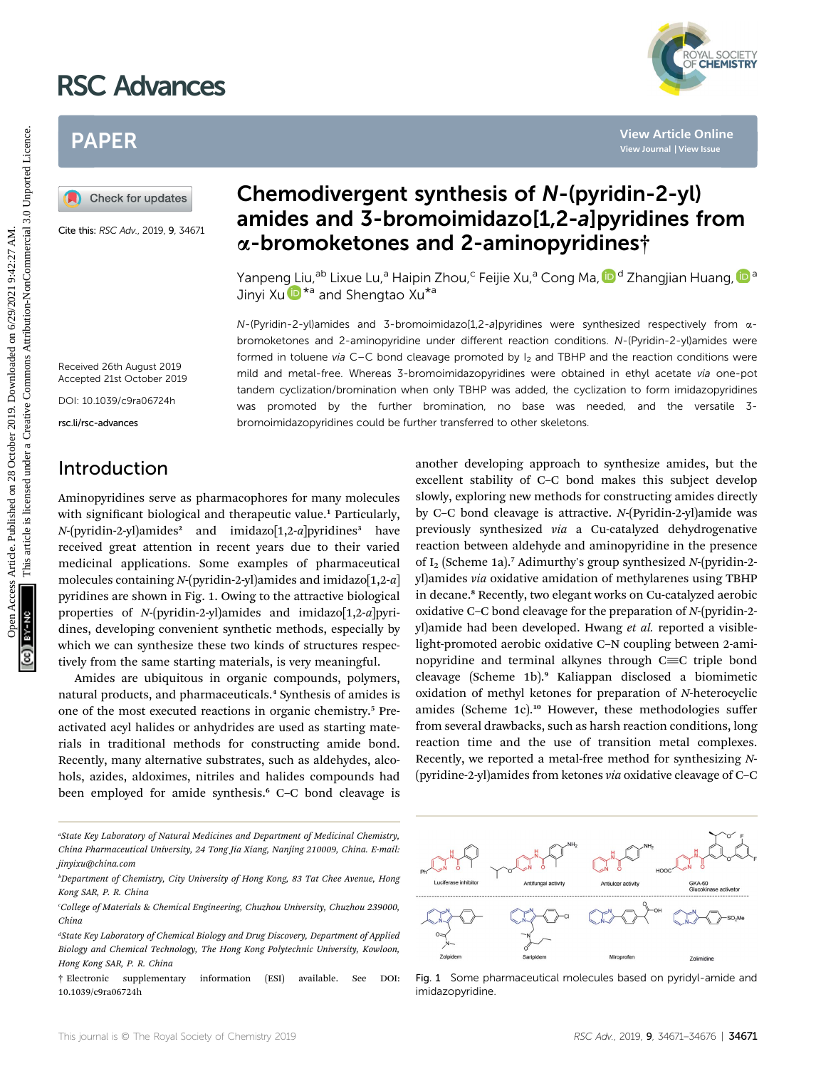# RSC Advances

## PAPER

Cite this: *RSC Adv.*, 2019, **9**, 34671

# Chemodivergent synthesis of *N*-(pyridin-2-yl) amides and 3-bromoimidazo[1,2-*a*]pyridines from α-bromoketones and 2-aminopyridines†

Yanpeng Liu,[ab] Lixue Lu,[a] Haipin Zhou,[c] Feijie Xu,[a] Cong Ma,[d] Zhangjian Huang,[a] Jinyi Xu*[a] and Shengtao Xu*[a]

Received 26th August 2019
Accepted 21st October 2019

DOI: 10.1039/c9ra06724h

rsc.li/rsc-advances

*N*-(Pyridin-2-yl)amides and 3-bromoimidazo[1,2-*a*]pyridines were synthesized respectively from α-bromoketones and 2-aminopyridine under different reaction conditions. *N*-(Pyridin-2-yl)amides were formed in toluene *via* C–C bond cleavage promoted by $I_2$ and TBHP and the reaction conditions were mild and metal-free. Whereas 3-bromoimidazopyridines were obtained in ethyl acetate *via* one-pot tandem cyclization/bromination when only TBHP was added, the cyclization to form imidazopyridines was promoted by the further bromination, no base was needed, and the versatile 3-bromoimidazopyridines could be further transferred to other skeletons.

## Introduction

Aminopyridines serve as pharmacophores for many molecules with significant biological and therapeutic value.[1] Particularly, *N*-(pyridin-2-yl)amides[2] and imidazo[1,2-*a*]pyridines[3] have received great attention in recent years due to their varied medicinal applications. Some examples of pharmaceutical molecules containing *N*-(pyridin-2-yl)amides and imidazo[1,2-*a*]pyridines are shown in Fig. 1. Owing to the attractive biological properties of *N*-(pyridin-2-yl)amides and imidazo[1,2-*a*]pyridines, developing convenient synthetic methods, especially by which we can synthesize these two kinds of structures respectively from the same starting materials, is very meaningful.

Amides are ubiquitous in organic compounds, polymers, natural products, and pharmaceuticals.[4] Synthesis of amides is one of the most executed reactions in organic chemistry.[5] Preactivated acyl halides or anhydrides are used as starting materials in traditional methods for constructing amide bond. Recently, many alternative substrates, such as aldehydes, alcohols, azides, aldoximes, nitriles and halides compounds had been employed for amide synthesis.[6] C–C bond cleavage is another developing approach to synthesize amides, but the excellent stability of C–C bond makes this subject develop slowly, exploring new methods for constructing amides directly by C–C bond cleavage is attractive. *N*-(Pyridin-2-yl)amide was previously synthesized *via* a Cu-catalyzed dehydrogenative reaction between aldehyde and aminopyridine in the presence of $I_2$ (Scheme 1a).[7] Adimurthy's group synthesized *N*-(pyridin-2-yl)amides *via* oxidative amidation of methylarenes using TBHP in decane.[8] Recently, two elegant works on Cu-catalyzed aerobic oxidative C–C bond cleavage for the preparation of *N*-(pyridin-2-yl)amide had been developed. Hwang *et al.* reported a visible-light-promoted aerobic oxidative C–N coupling between 2-aminopyridine and terminal alkynes through C≡C triple bond cleavage (Scheme 1b).[9] Kaliappan disclosed a biomimetic oxidation of methyl ketones for preparation of *N*-heterocyclic amides (Scheme 1c).[10] However, these methodologies suffer from several drawbacks, such as harsh reaction conditions, long reaction time and the use of transition metal complexes. Recently, we reported a metal-free method for synthesizing *N*-(pyridine-2-yl)amides from ketones *via* oxidative cleavage of C–C

Fig. 1 Some pharmaceutical molecules based on pyridyl-amide and imidazopyridine.

[a] State Key Laboratory of Natural Medicines and Department of Medicinal Chemistry, China Pharmaceutical University, 24 Tong Jia Xiang, Nanjing 210009, China. E-mail: jinyixu@china.com

[b] Department of Chemistry, City University of Hong Kong, 83 Tat Chee Avenue, Hong Kong SAR, P. R. China

[c] College of Materials & Chemical Engineering, Chuzhou University, Chuzhou 239000, China

[d] State Key Laboratory of Chemical Biology and Drug Discovery, Department of Applied Biology and Chemical Technology, The Hong Kong Polytechnic University, Kowloon, Hong Kong SAR, P. R. China

† Electronic supplementary information (ESI) available. See DOI: 10.1039/c9ra06724h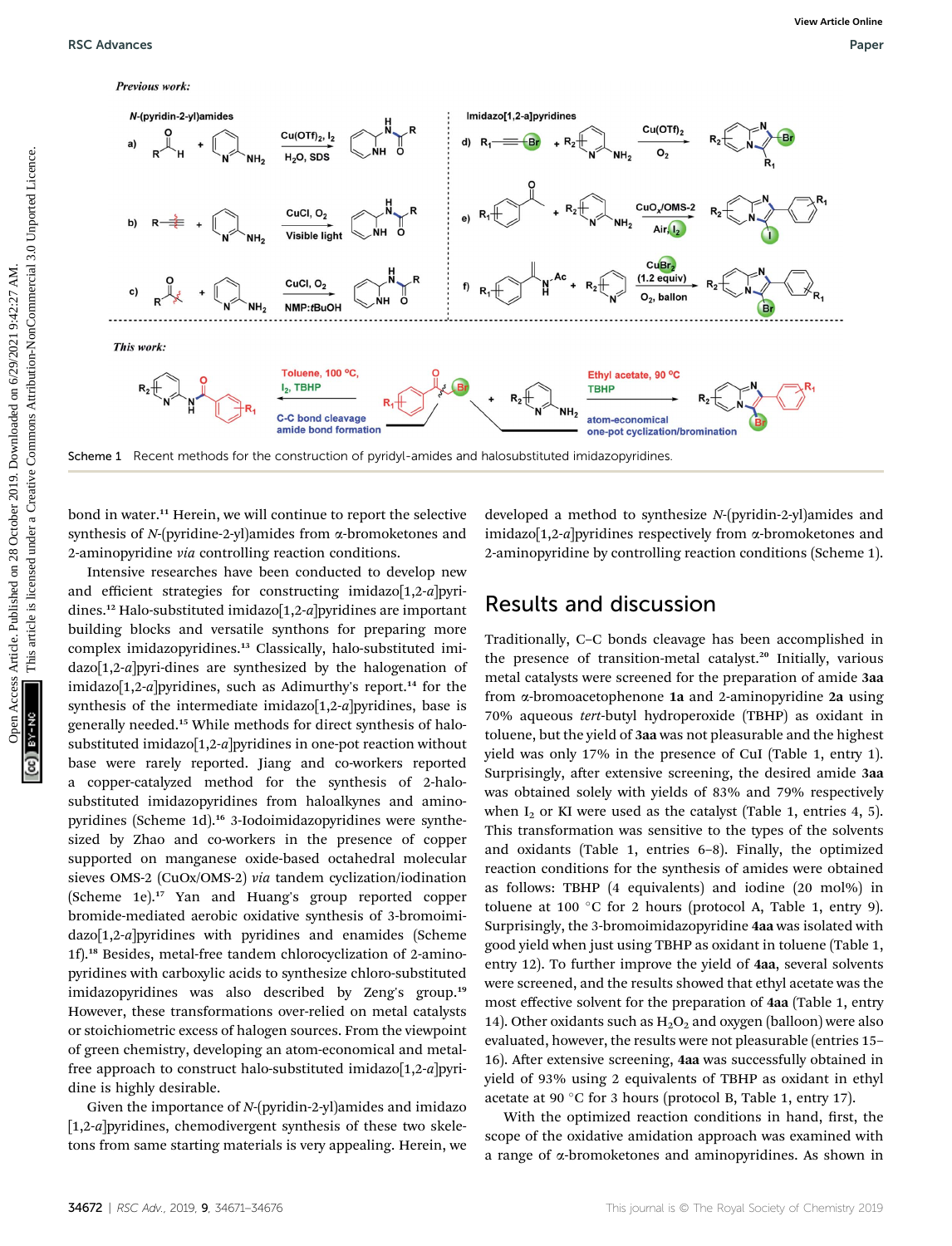Scheme 1 Recent methods for the construction of pyridyl-amides and halosubstituted imidazopyridines.

bond in water.[11] Herein, we will continue to report the selective synthesis of *N*-(pyridine-2-yl)amides from α-bromoketones and 2-aminopyridine *via* controlling reaction conditions.

Intensive researches have been conducted to develop new and efficient strategies for constructing imidazo[1,2-*a*]pyridines.[12] Halo-substituted imidazo[1,2-*a*]pyridines are important building blocks and versatile synthons for preparing more complex imidazopyridines.[13] Classically, halo-substituted imidazo[1,2-*a*]pyri-dines are synthesized by the halogenation of imidazo[1,2-*a*]pyridines, such as Adimurthy's report.[14] for the synthesis of the intermediate imidazo[1,2-*a*]pyridines, base is generally needed.[15] While methods for direct synthesis of halo-substituted imidazo[1,2-*a*]pyridines in one-pot reaction without base were rarely reported. Jiang and co-workers reported a copper-catalyzed method for the synthesis of 2-halo-substituted imidazopyridines from haloalkynes and aminopyridines (Scheme 1d).[16] 3-Iodoimidazopyridines were synthesized by Zhao and co-workers in the presence of copper supported on manganese oxide-based octahedral molecular sieves OMS-2 (CuOx/OMS-2) *via* tandem cyclization/iodination (Scheme 1e).[17] Yan and Huang's group reported copper bromide-mediated aerobic oxidative synthesis of 3-bromoimidazo[1,2-*a*]pyridines with pyridines and enamides (Scheme 1f).[18] Besides, metal-free tandem chlorocyclization of 2-aminopyridines with carboxylic acids to synthesize chloro-substituted imidazopyridines was also described by Zeng's group.[19] However, these transformations over-relied on metal catalysts or stoichiometric excess of halogen sources. From the viewpoint of green chemistry, developing an atom-economical and metal-free approach to construct halo-substituted imidazo[1,2-*a*]pyridine is highly desirable.

Given the importance of *N*-(pyridin-2-yl)amides and imidazo[1,2-*a*]pyridines, chemodivergent synthesis of these two skeletons from same starting materials is very appealing. Herein, we developed a method to synthesize *N*-(pyridin-2-yl)amides and imidazo[1,2-*a*]pyridines respectively from α-bromoketones and 2-aminopyridine by controlling reaction conditions (Scheme 1).

## Results and discussion

Traditionally, C–C bonds cleavage has been accomplished in the presence of transition-metal catalyst.[20] Initially, various metal catalysts were screened for the preparation of amide **3aa** from α-bromoacetophenone **1a** and 2-aminopyridine **2a** using 70% aqueous *tert*-butyl hydroperoxide (TBHP) as oxidant in toluene, but the yield of **3aa** was not pleasurable and the highest yield was only 17% in the presence of CuI (Table 1, entry 1). Surprisingly, after extensive screening, the desired amide **3aa** was obtained solely with yields of 83% and 79% respectively when $I_2$ or KI were used as the catalyst (Table 1, entries 4, 5). This transformation was sensitive to the types of the solvents and oxidants (Table 1, entries 6–8). Finally, the optimized reaction conditions for the synthesis of amides were obtained as follows: TBHP (4 equivalents) and iodine (20 mol%) in toluene at 100 °C for 2 hours (protocol A, Table 1, entry 9). Surprisingly, the 3-bromoimidazopyridine **4aa** was isolated with good yield when just using TBHP as oxidant in toluene (Table 1, entry 12). To further improve the yield of **4aa**, several solvents were screened, and the results showed that ethyl acetate was the most effective solvent for the preparation of **4aa** (Table 1, entry 14). Other oxidants such as $H_2O_2$ and oxygen (balloon) were also evaluated, however, the results were not pleasurable (entries 15–16). After extensive screening, **4aa** was successfully obtained in yield of 93% using 2 equivalents of TBHP as oxidant in ethyl acetate at 90 °C for 3 hours (protocol B, Table 1, entry 17).

With the optimized reaction conditions in hand, first, the scope of the oxidative amidation approach was examined with a range of α-bromoketones and aminopyridines. As shown in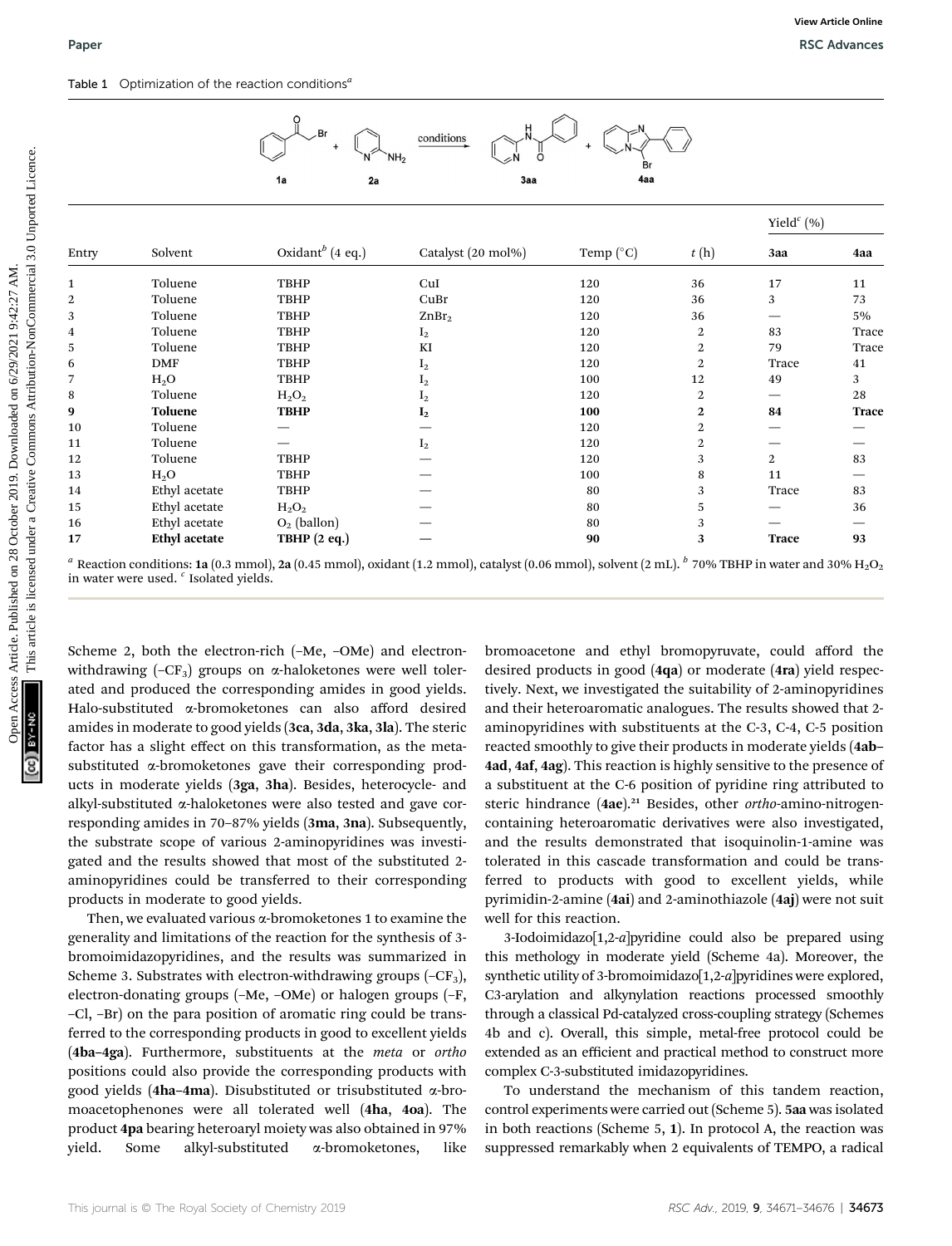Table 1 Optimization of the reaction conditions[a]

| Entry | Solvent | Oxidant[b] (4 eq.) | Catalyst (20 mol%) | Temp (°C) | $t$ (h) | Yield[c] (%) | |
|---|---|---|---|---|---|---|---|
| | | | | | | 3aa | 4aa |
| 1 | Toluene | TBHP | CuI | 120 | 36 | 17 | 11 |
| 2 | Toluene | TBHP | CuBr | 120 | 36 | 3 | 73 |
| 3 | Toluene | TBHP | $ZnBr_2$ | 120 | 36 | — | 5% |
| 4 | Toluene | TBHP | $I_2$ | 120 | 2 | 83 | Trace |
| 5 | Toluene | TBHP | KI | 120 | 2 | 79 | Trace |
| 6 | DMF | TBHP | $I_2$ | 120 | 2 | Trace | 41 |
| 7 | $H_2O$ | TBHP | $I_2$ | 100 | 12 | 49 | 3 |
| 8 | Toluene | $H_2O_2$ | $I_2$ | 120 | 2 | — | 28 |
| **9** | **Toluene** | **TBHP** | $\mathbf{I_2}$ | **100** | **2** | **84** | **Trace** |
| 10 | Toluene | — | — | 120 | 2 | — | — |
| 11 | Toluene | — | $I_2$ | 120 | 2 | — | — |
| 12 | Toluene | TBHP | — | 120 | 3 | 2 | 83 |
| 13 | $H_2O$ | TBHP | — | 100 | 8 | 11 | — |
| 14 | Ethyl acetate | TBHP | — | 80 | 3 | Trace | 83 |
| 15 | Ethyl acetate | $H_2O_2$ | — | 80 | 5 | — | 36 |
| 16 | Ethyl acetate | $O_2$ (ballon) | — | 80 | 3 | — | — |
| **17** | **Ethyl acetate** | **TBHP (2 eq.)** | **—** | **90** | **3** | **Trace** | **93** |

[a] Reaction conditions: **1a** (0.3 mmol), **2a** (0.45 mmol), oxidant (1.2 mmol), catalyst (0.06 mmol), solvent (2 mL). [b] 70% TBHP in water and 30% $H_2O_2$ in water were used. [c] Isolated yields.

Scheme 2, both the electron-rich (–Me, –OMe) and electron-withdrawing (–$CF_3$) groups on α-haloketones were well tolerated and produced the corresponding amides in good yields. Halo-substituted α-bromoketones can also afford desired amides in moderate to good yields (**3ca**, **3da**, **3ka**, **3la**). The steric factor has a slight effect on this transformation, as the meta-substituted α-bromoketones gave their corresponding products in moderate yields (**3ga**, **3ha**). Besides, heterocycle- and alkyl-substituted α-haloketones were also tested and gave corresponding amides in 70–87% yields (**3ma**, **3na**). Subsequently, the substrate scope of various 2-aminopyridines was investigated and the results showed that most of the substituted 2-aminopyridines could be transferred to their corresponding products in moderate to good yields.

Then, we evaluated various α-bromoketones 1 to examine the generality and limitations of the reaction for the synthesis of 3-bromoimidazopyridines, and the results was summarized in Scheme 3. Substrates with electron-withdrawing groups (–$CF_3$), electron-donating groups (–Me, –OMe) or halogen groups (–F, –Cl, –Br) on the para position of aromatic ring could be transferred to the corresponding products in good to excellent yields (**4ba–4ga**). Furthermore, substituents at the *meta* or *ortho* positions could also provide the corresponding products with good yields (**4ha–4ma**). Disubstituted or trisubstituted α-bromoacetophenones were all tolerated well (**4ha**, **4oa**). The product **4pa** bearing heteroaryl moiety was also obtained in 97% yield. Some alkyl-substituted α-bromoketones, like bromoacetone and ethyl bromopyruvate, could afford the desired products in good (**4qa**) or moderate (**4ra**) yield respectively. Next, we investigated the suitability of 2-aminopyridines and their heteroaromatic analogues. The results showed that 2-aminopyridines with substituents at the C-3, C-4, C-5 position reacted smoothly to give their products in moderate yields (**4ab–4ad**, **4af**, **4ag**). This reaction is highly sensitive to the presence of a substituent at the C-6 position of pyridine ring attributed to steric hindrance (**4ae**).[21] Besides, other *ortho*-amino-nitrogen-containing heteroaromatic derivatives were also investigated, and the results demonstrated that isoquinolin-1-amine was tolerated in this cascade transformation and could be transferred to products with good to excellent yields, while pyrimidin-2-amine (**4ai**) and 2-aminothiazole (**4aj**) were not suit well for this reaction.

3-Iodoimidazo[1,2-*a*]pyridine could also be prepared using this methodology in moderate yield (Scheme 4a). Moreover, the synthetic utility of 3-bromoimidazo[1,2-*a*]pyridines were explored, C3-arylation and alkynylation reactions processed smoothly through a classical Pd-catalyzed cross-coupling strategy (Schemes 4b and c). Overall, this simple, metal-free protocol could be extended as an efficient and practical method to construct more complex C-3-substituted imidazopyridines.

To understand the mechanism of this tandem reaction, control experiments were carried out (Scheme 5). **5aa** was isolated in both reactions (Scheme 5, 1). In protocol A, the reaction was suppressed remarkably when 2 equivalents of TEMPO, a radical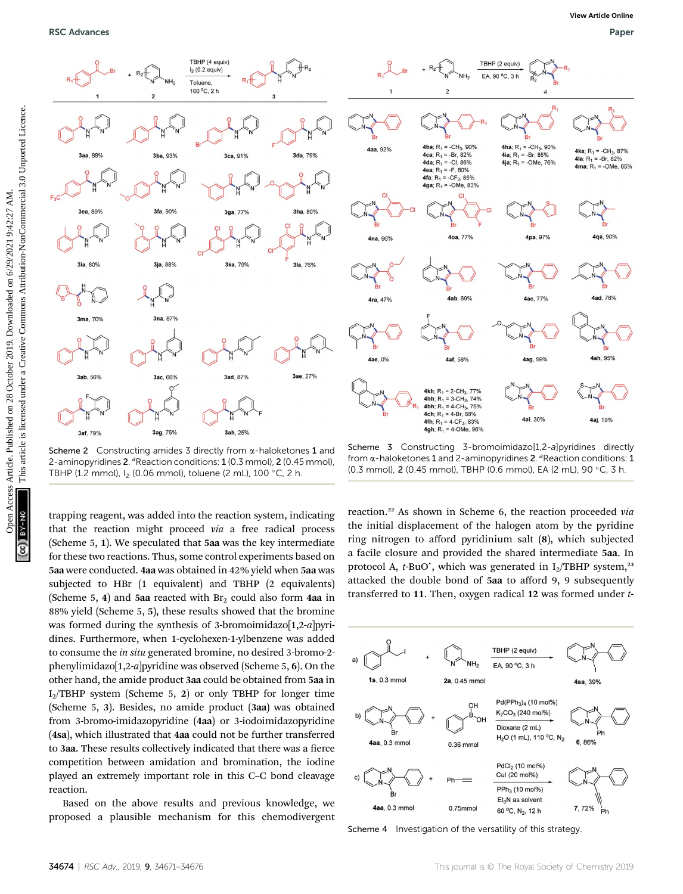Scheme 2 Constructing amides 3 directly from α-haloketones 1 and 2-aminopyridines 2. [a]Reaction conditions: 1 (0.3 mmol), 2 (0.45 mmol), TBHP (1.2 mmol), $I_2$ (0.06 mmol), toluene (2 mL), 100 °C, 2 h.

Scheme 3 Constructing 3-bromoimidazo[1,2-*a*]pyridines directly from α-haloketones 1 and 2-aminopyridines 2. [a]Reaction conditions: 1 (0.3 mmol), 2 (0.45 mmol), TBHP (0.6 mmol), EA (2 mL), 90 °C, 3 h.

trapping reagent, was added into the reaction system, indicating that the reaction might proceed *via* a free radical process (Scheme 5, **1**). We speculated that **5aa** was the key intermediate for these two reactions. Thus, some control experiments based on **5aa** were conducted. **4aa** was obtained in 42% yield when **5aa** was subjected to HBr (1 equivalent) and TBHP (2 equivalents) (Scheme 5, **4**) and **5aa** reacted with $Br_2$ could also form **4aa** in 88% yield (Scheme 5, **5**), these results showed that the bromine was formed during the synthesis of 3-bromoimidazo[1,2-*a*]pyridines. Furthermore, when 1-cyclohexen-1-ylbenzene was added to consume the *in situ* generated bromine, no desired 3-bromo-2-phenylimidazo[1,2-*a*]pyridine was observed (Scheme 5, **6**). On the other hand, the amide product **3aa** could be obtained from **5aa** in $I_2$/TBHP system (Scheme 5, **2**) or only TBHP for longer time (Scheme 5, **3**). Besides, no amide product (**3aa**) was obtained from 3-bromo-imidazopyridine (**4aa**) or 3-iodoimidazopyridine (**4sa**), which illustrated that **4aa** could not be further transferred to **3aa**. These results collectively indicated that there was a fierce competition between amidation and bromination, the iodine played an extremely important role in this C–C bond cleavage reaction.

Based on the above results and previous knowledge, we proposed a plausible mechanism for this chemodivergent reaction.[22] As shown in Scheme 6, the reaction proceeded *via* the initial displacement of the halogen atom by the pyridine ring nitrogen to afford pyridinium salt (**8**), which subjected a facile closure and provided the shared intermediate **5aa**. In protocol A, *t*-BuO•, which was generated in $I_2$/TBHP system,[23] attacked the double bond of **5aa** to afford **9**, **9** subsequently transferred to **11**. Then, oxygen radical **12** was formed under *t*-

Scheme 4 Investigation of the versatility of this strategy.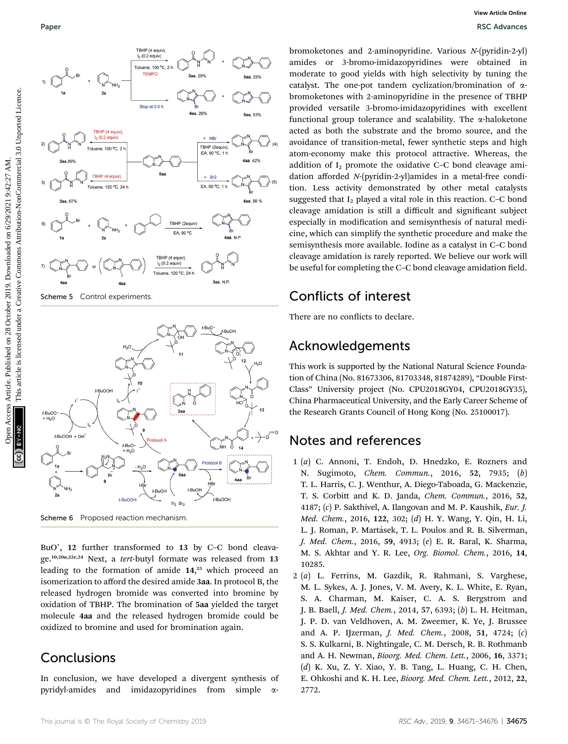Scheme 5 Control experiments.

Scheme 6 Proposed reaction mechanism.

BuO$^•$, **12** further transformed to **13** by C–C bond cleavage.[10,20a,22e,24] Next, a *tert*-butyl formate was released from **13** leading to the formation of amide **14**,[25] which proceed an isomerization to afford the desired amide **3aa**. In protocol B, the released hydrogen bromide was converted into bromine by oxidation of TBHP. The bromination of **5aa** yielded the target molecule **4aa** and the released hydrogen bromide could be oxidized to bromine and used for bromination again.

## Conclusions

In conclusion, we have developed a divergent synthesis of pyridyl-amides and imidazopyridines from simple α-bromoketones and 2-aminopyridine. Various *N*-(pyridin-2-yl) amides or 3-bromo-imidazopyridines were obtained in moderate to good yields with high selectivity by tuning the catalyst. The one-pot tandem cyclization/bromination of α-bromoketones with 2-aminopyridine in the presence of TBHP provided versatile 3-bromo-imidazopyridines with excellent functional group tolerance and scalability. The α-haloketone acted as both the substrate and the bromo source, and the avoidance of transition-metal, fewer synthetic steps and high atom-economy make this protocol attractive. Whereas, the addition of $I_2$ promote the oxidative C–C bond cleavage amidation afforded *N*-(pyridin-2-yl)amides in a metal-free condition. Less activity demonstrated by other metal catalysts suggested that $I_2$ played a vital role in this reaction. C–C bond cleavage amidation is still a difficult and significant subject especially in modification and semisynthesis of natural medicine, which can simplify the synthetic procedure and make the semisynthesis more available. Iodine as a catalyst in C–C bond cleavage amidation is rarely reported. We believe our work will be useful for completing the C–C bond cleavage amidation field.

## Conflicts of interest

There are no conflicts to declare.

## Acknowledgements

This work is supported by the National Natural Science Foundation of China (No. 81673306, 81703348, 81874289), "Double First-Class" University project (No. CPU2018GY04, CPU2018GY35), China Pharmaceutical University, and the Early Career Scheme of the Research Grants Council of Hong Kong (No. 25100017).

## Notes and references

1 (*a*) C. Annoni, T. Endoh, D. Hnedzko, E. Rozners and N. Sugimoto, *Chem. Commun.*, 2016, **52**, 7935; (*b*) T. L. Harris, C. J. Wenthur, A. Diego-Taboada, G. Mackenzie, T. S. Corbitt and K. D. Janda, *Chem. Commun.*, 2016, **52**, 4187; (*c*) P. Sakthivel, A. Ilangovan and M. P. Kaushik, *Eur. J. Med. Chem.*, 2016, **122**, 302; (*d*) H. Y. Wang, Y. Qin, H. Li, L. J. Roman, P. Martásek, T. L. Poulos and R. B. Silverman, *J. Med. Chem.*, 2016, **59**, 4913; (*e*) E. R. Baral, K. Sharma, M. S. Akhtar and Y. R. Lee, *Org. Biomol. Chem.*, 2016, **14**, 10285.

2 (*a*) L. Ferrins, M. Gazdik, R. Rahmani, S. Varghese, M. L. Sykes, A. J. Jones, V. M. Avery, K. L. White, E. Ryan, S. A. Charman, M. Kaiser, C. A. S. Bergstrom and J. B. Baell, *J. Med. Chem.*, 2014, **57**, 6393; (*b*) L. H. Heitman, J. P. D. van Veldhoven, A. M. Zweemer, K. Ye, J. Brussee and A. P. IJzerman, *J. Med. Chem.*, 2008, **51**, 4724; (*c*) S. S. Kulkarni, B. Nightingale, C. M. Dersch, R. B. Rothmanb and A. H. Newman, *Bioorg. Med. Chem. Lett.*, 2006, **16**, 3371; (*d*) K. Xu, Z. Y. Xiao, Y. B. Tang, L. Huang, C. H. Chen, E. Ohkoshi and K. H. Lee, *Bioorg. Med. Chem. Lett.*, 2012, **22**, 2772.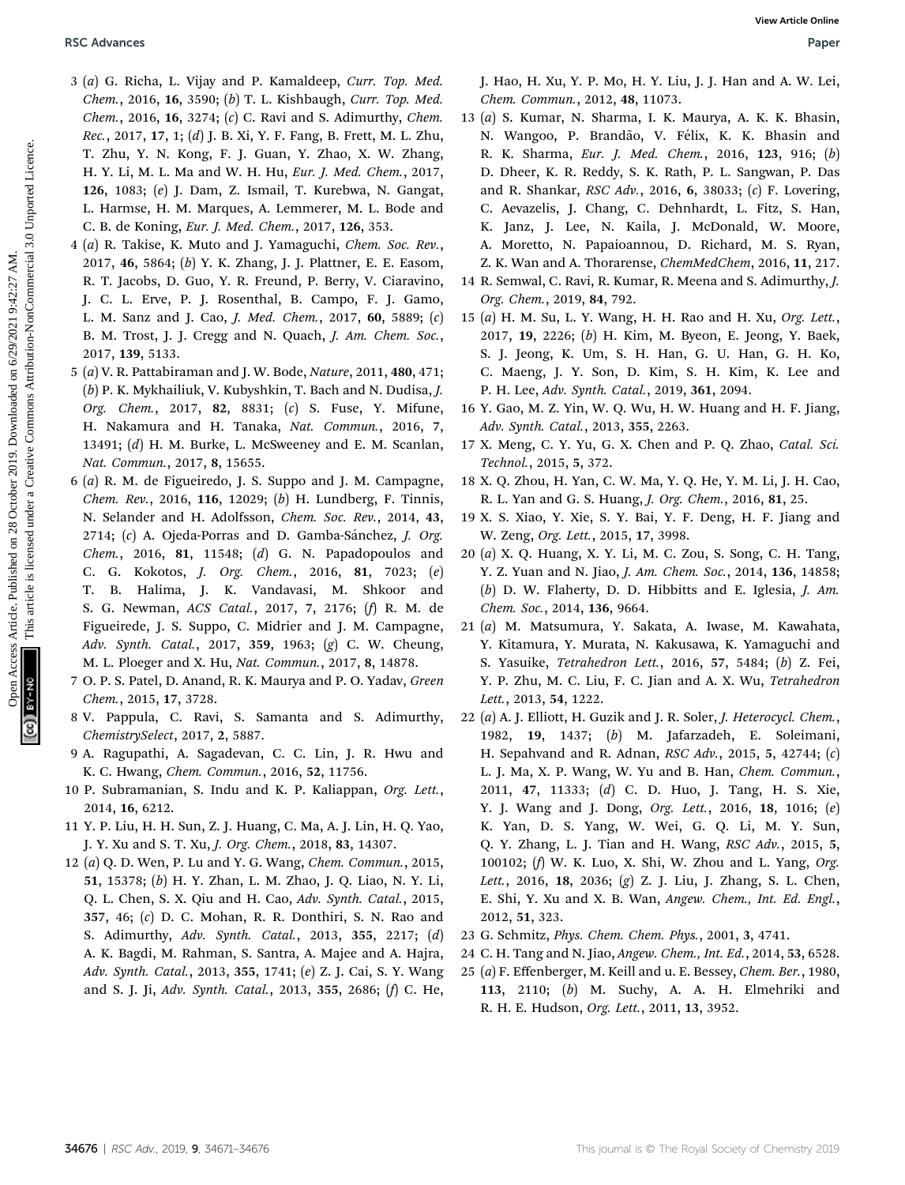3 (*a*) G. Richa, L. Vijay and P. Kamaldeep, *Curr. Top. Med. Chem.*, 2016, **16**, 3590; (*b*) T. L. Kishbaugh, *Curr. Top. Med. Chem.*, 2016, **16**, 3274; (*c*) C. Ravi and S. Adimurthy, *Chem. Rec.*, 2017, **17**, 1; (*d*) J. B. Xi, Y. F. Fang, B. Frett, M. L. Zhu, T. Zhu, Y. N. Kong, F. J. Guan, Y. Zhao, X. W. Zhang, H. Y. Li, M. L. Ma and W. H. Hu, *Eur. J. Med. Chem.*, 2017, **126**, 1083; (*e*) J. Dam, Z. Ismail, T. Kurebwa, N. Gangat, L. Harmse, H. M. Marques, A. Lemmerer, M. L. Bode and C. B. de Koning, *Eur. J. Med. Chem.*, 2017, **126**, 353.

4 (*a*) R. Takise, K. Muto and J. Yamaguchi, *Chem. Soc. Rev.*, 2017, **46**, 5864; (*b*) Y. K. Zhang, J. J. Plattner, E. E. Easom, R. T. Jacobs, D. Guo, Y. R. Freund, P. Berry, V. Ciaravino, J. C. L. Erve, P. J. Rosenthal, B. Campo, F. J. Gamo, L. M. Sanz and J. Cao, *J. Med. Chem.*, 2017, **60**, 5889; (*c*) B. M. Trost, J. J. Cregg and N. Quach, *J. Am. Chem. Soc.*, 2017, **139**, 5133.

5 (*a*) V. R. Pattabiraman and J. W. Bode, *Nature*, 2011, **480**, 471; (*b*) P. K. Mykhailiuk, V. Kubyshkin, T. Bach and N. Dudisa, *J. Org. Chem.*, 2017, **82**, 8831; (*c*) S. Fuse, Y. Mifune, H. Nakamura and H. Tanaka, *Nat. Commun.*, 2016, **7**, 13491; (*d*) H. M. Burke, L. McSweeney and E. M. Scanlan, *Nat. Commun.*, 2017, **8**, 15655.

6 (*a*) R. M. de Figueiredo, J. S. Suppo and J. M. Campagne, *Chem. Rev.*, 2016, **116**, 12029; (*b*) H. Lundberg, F. Tinnis, N. Selander and H. Adolfsson, *Chem. Soc. Rev.*, 2014, **43**, 2714; (*c*) A. Ojeda-Porras and D. Gamba-Sánchez, *J. Org. Chem.*, 2016, **81**, 11548; (*d*) G. N. Papadopoulos and C. G. Kokotos, *J. Org. Chem.*, 2016, **81**, 7023; (*e*) T. B. Halima, J. K. Vandavasi, M. Shkoor and S. G. Newman, *ACS Catal.*, 2017, **7**, 2176; (*f*) R. M. de Figueirede, J. S. Suppo, C. Midrier and J. M. Campagne, *Adv. Synth. Catal.*, 2017, **359**, 1963; (*g*) C. W. Cheung, M. L. Ploeger and X. Hu, *Nat. Commun.*, 2017, **8**, 14878.

7 O. P. S. Patel, D. Anand, R. K. Maurya and P. O. Yadav, *Green Chem.*, 2015, **17**, 3728.

8 V. Pappula, C. Ravi, S. Samanta and S. Adimurthy, *ChemistrySelect*, 2017, **2**, 5887.

9 A. Ragupathi, A. Sagadevan, C. C. Lin, J. R. Hwu and K. C. Hwang, *Chem. Commun.*, 2016, **52**, 11756.

10 P. Subramanian, S. Indu and K. P. Kaliappan, *Org. Lett.*, 2014, **16**, 6212.

11 Y. P. Liu, H. H. Sun, Z. J. Huang, C. Ma, A. J. Lin, H. Q. Yao, J. Y. Xu and S. T. Xu, *J. Org. Chem.*, 2018, **83**, 14307.

12 (*a*) Q. D. Wen, P. Lu and Y. G. Wang, *Chem. Commun.*, 2015, **51**, 15378; (*b*) H. Y. Zhan, L. M. Zhao, J. Q. Liao, N. Y. Li, Q. L. Chen, S. X. Qiu and H. Cao, *Adv. Synth. Catal.*, 2015, **357**, 46; (*c*) D. C. Mohan, R. R. Donthiri, S. N. Rao and S. Adimurthy, *Adv. Synth. Catal.*, 2013, **355**, 2217; (*d*) A. K. Bagdi, M. Rahman, S. Santra, A. Majee and A. Hajra, *Adv. Synth. Catal.*, 2013, **355**, 1741; (*e*) Z. J. Cai, S. Y. Wang and S. J. Ji, *Adv. Synth. Catal.*, 2013, **355**, 2686; (*f*) C. He, J. Hao, H. Xu, Y. P. Mo, H. Y. Liu, J. J. Han and A. W. Lei, *Chem. Commun.*, 2012, **48**, 11073.

13 (*a*) S. Kumar, N. Sharma, I. K. Maurya, A. K. K. Bhasin, N. Wangoo, P. Brandão, V. Félix, K. K. Bhasin and R. K. Sharma, *Eur. J. Med. Chem.*, 2016, **123**, 916; (*b*) D. Dheer, K. R. Reddy, S. K. Rath, P. L. Sangwan, P. Das and R. Shankar, *RSC Adv.*, 2016, **6**, 38033; (*c*) F. Lovering, C. Aevazelis, J. Chang, C. Dehnhardt, L. Fitz, S. Han, K. Janz, J. Lee, N. Kaila, J. McDonald, W. Moore, A. Moretto, N. Papaioannou, D. Richard, M. S. Ryan, Z. K. Wan and A. Thorarense, *ChemMedChem*, 2016, **11**, 217.

14 R. Semwal, C. Ravi, R. Kumar, R. Meena and S. Adimurthy, *J. Org. Chem.*, 2019, **84**, 792.

15 (*a*) H. M. Su, L. Y. Wang, H. H. Rao and H. Xu, *Org. Lett.*, 2017, **19**, 2226; (*b*) H. Kim, M. Byeon, E. Jeong, Y. Baek, S. J. Jeong, K. Um, S. H. Han, G. U. Han, G. H. Ko, C. Maeng, J. Y. Son, D. Kim, S. H. Kim, K. Lee and P. H. Lee, *Adv. Synth. Catal.*, 2019, **361**, 2094.

16 Y. Gao, M. Z. Yin, W. Q. Wu, H. W. Huang and H. F. Jiang, *Adv. Synth. Catal.*, 2013, **355**, 2263.

17 X. Meng, C. Y. Yu, G. X. Chen and P. Q. Zhao, *Catal. Sci. Technol.*, 2015, **5**, 372.

18 X. Q. Zhou, H. Yan, C. W. Ma, Y. Q. He, Y. M. Li, J. H. Cao, R. L. Yan and G. S. Huang, *J. Org. Chem.*, 2016, **81**, 25.

19 X. S. Xiao, Y. Xie, S. Y. Bai, Y. F. Deng, H. F. Jiang and W. Zeng, *Org. Lett.*, 2015, **17**, 3998.

20 (*a*) X. Q. Huang, X. Y. Li, M. C. Zou, S. Song, C. H. Tang, Y. Z. Yuan and N. Jiao, *J. Am. Chem. Soc.*, 2014, **136**, 14858; (*b*) D. W. Flaherty, D. D. Hibbitts and E. Iglesia, *J. Am. Chem. Soc.*, 2014, **136**, 9664.

21 (*a*) M. Matsumura, Y. Sakata, A. Iwase, M. Kawahata, Y. Kitamura, Y. Murata, N. Kakusawa, K. Yamaguchi and S. Yasuike, *Tetrahedron Lett.*, 2016, **57**, 5484; (*b*) Z. Fei, Y. P. Zhu, M. C. Liu, F. C. Jian and A. X. Wu, *Tetrahedron Lett.*, 2013, **54**, 1222.

22 (*a*) A. J. Elliott, H. Guzik and J. R. Soler, *J. Heterocycl. Chem.*, 1982, **19**, 1437; (*b*) M. Jafarzadeh, E. Soleimani, H. Sepahvand and R. Adnan, *RSC Adv.*, 2015, **5**, 42744; (*c*) L. J. Ma, X. P. Wang, W. Yu and B. Han, *Chem. Commun.*, 2011, **47**, 11333; (*d*) C. D. Huo, J. Tang, H. S. Xie, Y. J. Wang and J. Dong, *Org. Lett.*, 2016, **18**, 1016; (*e*) K. Yan, D. S. Yang, W. Wei, G. Q. Li, M. Y. Sun, Q. Y. Zhang, L. J. Tian and H. Wang, *RSC Adv.*, 2015, **5**, 100102; (*f*) W. K. Luo, X. Shi, W. Zhou and L. Yang, *Org. Lett.*, 2016, **18**, 2036; (*g*) Z. J. Liu, J. Zhang, S. L. Chen, E. Shi, Y. Xu and X. B. Wan, *Angew. Chem., Int. Ed. Engl.*, 2012, **51**, 323.

23 G. Schmitz, *Phys. Chem. Chem. Phys.*, 2001, **3**, 4741.

24 C. H. Tang and N. Jiao, *Angew. Chem., Int. Ed.*, 2014, **53**, 6528.

25 (*a*) F. Effenberger, M. Keill and u. E. Bessey, *Chem. Ber.*, 1980, **113**, 2110; (*b*) M. Suchy, A. A. H. Elmehriki and R. H. E. Hudson, *Org. Lett.*, 2011, **13**, 3952.